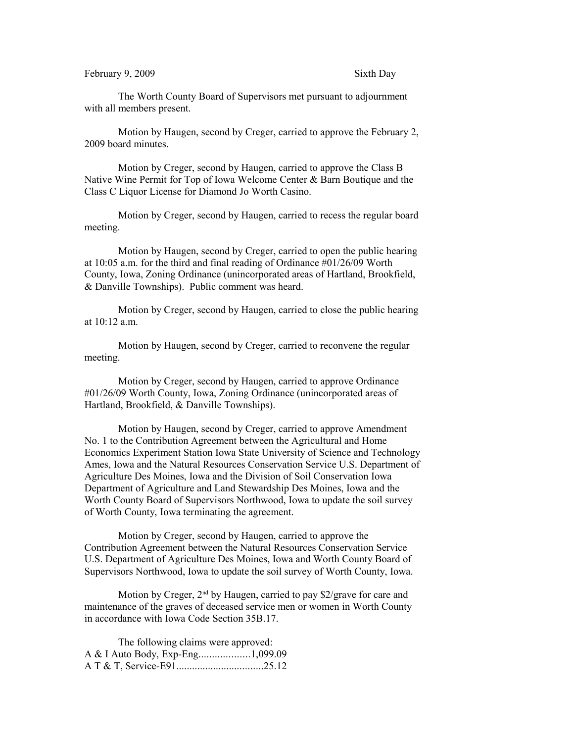February 9, 2009 Sixth Day

The Worth County Board of Supervisors met pursuant to adjournment with all members present.

Motion by Haugen, second by Creger, carried to approve the February 2, 2009 board minutes.

Motion by Creger, second by Haugen, carried to approve the Class B Native Wine Permit for Top of Iowa Welcome Center & Barn Boutique and the Class C Liquor License for Diamond Jo Worth Casino.

Motion by Creger, second by Haugen, carried to recess the regular board meeting.

Motion by Haugen, second by Creger, carried to open the public hearing at 10:05 a.m. for the third and final reading of Ordinance #01/26/09 Worth County, Iowa, Zoning Ordinance (unincorporated areas of Hartland, Brookfield, & Danville Townships). Public comment was heard.

Motion by Creger, second by Haugen, carried to close the public hearing at 10:12 a.m.

Motion by Haugen, second by Creger, carried to reconvene the regular meeting.

Motion by Creger, second by Haugen, carried to approve Ordinance #01/26/09 Worth County, Iowa, Zoning Ordinance (unincorporated areas of Hartland, Brookfield, & Danville Townships).

Motion by Haugen, second by Creger, carried to approve Amendment No. 1 to the Contribution Agreement between the Agricultural and Home Economics Experiment Station Iowa State University of Science and Technology Ames, Iowa and the Natural Resources Conservation Service U.S. Department of Agriculture Des Moines, Iowa and the Division of Soil Conservation Iowa Department of Agriculture and Land Stewardship Des Moines, Iowa and the Worth County Board of Supervisors Northwood, Iowa to update the soil survey of Worth County, Iowa terminating the agreement.

Motion by Creger, second by Haugen, carried to approve the Contribution Agreement between the Natural Resources Conservation Service U.S. Department of Agriculture Des Moines, Iowa and Worth County Board of Supervisors Northwood, Iowa to update the soil survey of Worth County, Iowa.

Motion by Creger, 2nd by Haugen, carried to pay $2/grave for care and maintenance of the graves of deceased service men or women in Worth County in accordance with Iowa Code Section 35B.17.

The following claims were approved:
A & I Auto Body, Exp-Eng...................1,099.09
A T & T, Service-E91................................25.12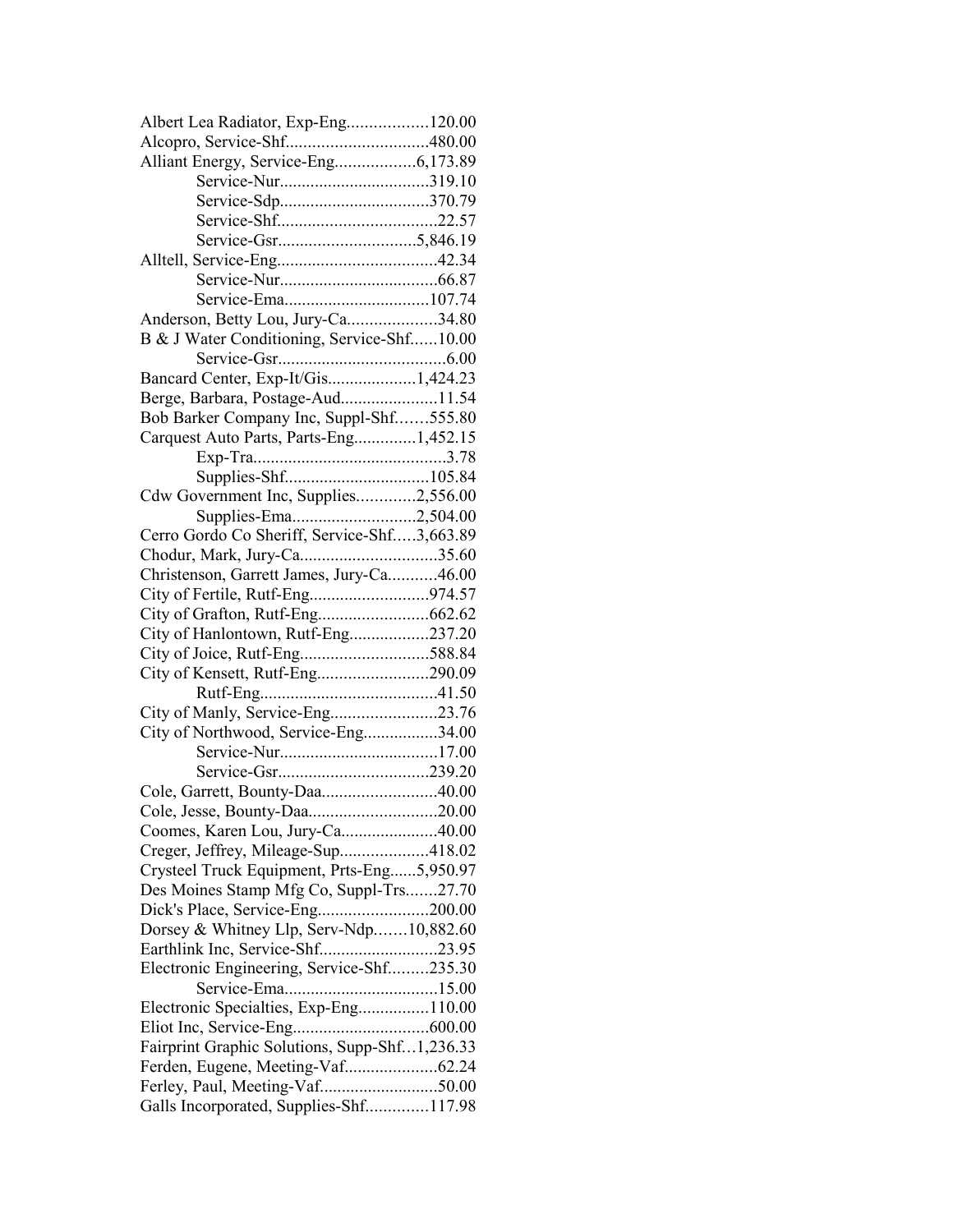Albert Lea Radiator, Exp-Eng..................120.00
Alcopro, Service-Shf................................480.00
Alliant Energy, Service-Eng..................6,173.89
Service-Nur.................................319.10
Service-Sdp.................................370.79
Service-Shf....................................22.57
Service-Gsr...............................5,846.19
Alltell, Service-Eng....................................42.34
Service-Nur...................................66.87
Service-Ema................................107.74
Anderson, Betty Lou, Jury-Ca....................34.80
B & J Water Conditioning, Service-Shf......10.00
Service-Gsr.....................................6.00
Bancard Center, Exp-It/Gis....................1,424.23
Berge, Barbara, Postage-Aud......................11.54
Bob Barker Company Inc, Suppl-Shf.......555.80
Carquest Auto Parts, Parts-Eng..............1,452.15
Exp-Tra...........................................3.78
Supplies-Shf................................105.84
Cdw Government Inc, Supplies.............2,556.00
Supplies-Ema...........................2,504.00
Cerro Gordo Co Sheriff, Service-Shf.....3,663.89
Chodur, Mark, Jury-Ca...............................35.60
Christenson, Garrett James, Jury-Ca...........46.00
City of Fertile, Rutf-Eng..........................974.57
City of Grafton, Rutf-Eng.........................662.62
City of Hanlontown, Rutf-Eng..................237.20
City of Joice, Rutf-Eng............................588.84
City of Kensett, Rutf-Eng.........................290.09
Rutf-Eng.......................................41.50
City of Manly, Service-Eng........................23.76
City of Northwood, Service-Eng.................34.00
Service-Nur...................................17.00
Service-Gsr.................................239.20
Cole, Garrett, Bounty-Daa..........................40.00
Cole, Jesse, Bounty-Daa............................20.00
Coomes, Karen Lou, Jury-Ca......................40.00
Creger, Jeffrey, Mileage-Sup....................418.02
Crysteel Truck Equipment, Prts-Eng......5,950.97
Des Moines Stamp Mfg Co, Suppl-Trs.......27.70
Dick's Place, Service-Eng.........................200.00
Dorsey & Whitney Llp, Serv-Ndp.......10,882.60
Earthlink Inc, Service-Shf..........................23.95
Electronic Engineering, Service-Shf.........235.30
Service-Ema..................................15.00
Electronic Specialties, Exp-Eng................110.00
Eliot Inc, Service-Eng..............................600.00
Fairprint Graphic Solutions, Supp-Shf...1,236.33
Ferden, Eugene, Meeting-Vaf.....................62.24
Ferley, Paul, Meeting-Vaf..........................50.00
Galls Incorporated, Supplies-Shf.............117.98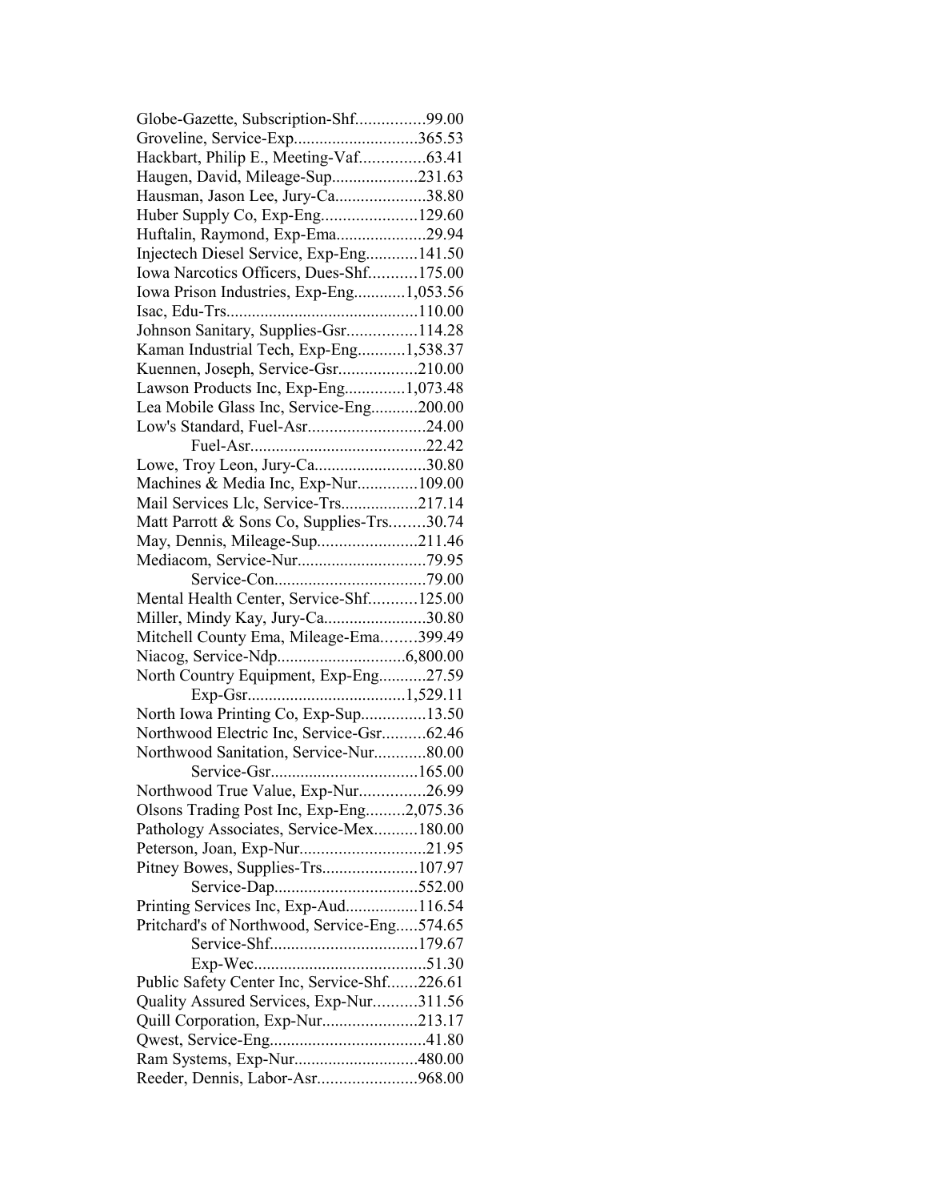Globe-Gazette, Subscription-Shf................99.00
Groveline, Service-Exp............................365.53
Hackbart, Philip E., Meeting-Vaf...............63.41
Haugen, David, Mileage-Sup....................231.63
Hausman, Jason Lee, Jury-Ca.....................38.80
Huber Supply Co, Exp-Eng......................129.60
Huftalin, Raymond, Exp-Ema.....................29.94
Injectech Diesel Service, Exp-Eng............141.50
Iowa Narcotics Officers, Dues-Shf...........175.00
Iowa Prison Industries, Exp-Eng............1,053.56
Isac, Edu-Trs............................................110.00
Johnson Sanitary, Supplies-Gsr................114.28
Kaman Industrial Tech, Exp-Eng...........1,538.37
Kuennen, Joseph, Service-Gsr..................210.00
Lawson Products Inc, Exp-Eng..............1,073.48
Lea Mobile Glass Inc, Service-Eng...........200.00
Low's Standard, Fuel-Asr...........................24.00
Fuel-Asr.........................................22.42
Lowe, Troy Leon, Jury-Ca..........................30.80
Machines & Media Inc, Exp-Nur..............109.00
Mail Services Llc, Service-Trs..................217.14
Matt Parrott & Sons Co, Supplies-Trs........30.74
May, Dennis, Mileage-Sup.......................211.46
Mediacom, Service-Nur..............................79.95
Service-Con...................................79.00
Mental Health Center, Service-Shf...........125.00
Miller, Mindy Kay, Jury-Ca........................30.80
Mitchell County Ema, Mileage-Ema........399.49
Niacog, Service-Ndp.............................6,800.00
North Country Equipment, Exp-Eng...........27.59
Exp-Gsr.....................................1,529.11
North Iowa Printing Co, Exp-Sup...............13.50
Northwood Electric Inc, Service-Gsr..........62.46
Northwood Sanitation, Service-Nur............80.00
Service-Gsr..................................165.00
Northwood True Value, Exp-Nur...............26.99
Olsons Trading Post Inc, Exp-Eng.........2,075.36
Pathology Associates, Service-Mex..........180.00
Peterson, Joan, Exp-Nur.............................21.95
Pitney Bowes, Supplies-Trs......................107.97
Service-Dap.................................552.00
Printing Services Inc, Exp-Aud.................116.54
Pritchard's of Northwood, Service-Eng.....574.65
Service-Shf..................................179.67
Exp-Wec........................................51.30
Public Safety Center Inc, Service-Shf.......226.61
Quality Assured Services, Exp-Nur..........311.56
Quill Corporation, Exp-Nur......................213.17
Qwest, Service-Eng....................................41.80
Ram Systems, Exp-Nur............................480.00
Reeder, Dennis, Labor-Asr.......................968.00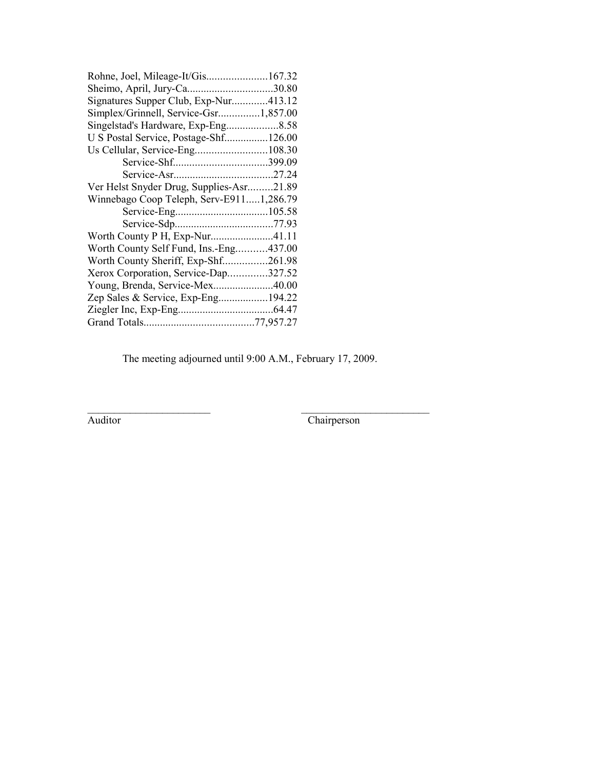Rohne, Joel, Mileage-It/Gis......................167.32
Sheimo, April, Jury-Ca...............................30.80
Signatures Supper Club, Exp-Nur.............413.12
Simplex/Grinnell, Service-Gsr...............1,857.00
Singelstad's Hardware, Exp-Eng...................8.58
U S Postal Service, Postage-Shf................126.00
Us Cellular, Service-Eng..........................108.30
Service-Shf..................................399.09
Service-Asr....................................27.24
Ver Helst Snyder Drug, Supplies-Asr.........21.89
Winnebago Coop Teleph, Serv-E911.....1,286.79
Service-Eng.................................105.58
Service-Sdp....................................77.93
Worth County P H, Exp-Nur.......................41.11
Worth County Self Fund, Ins.-Eng...........437.00
Worth County Sheriff, Exp-Shf................261.98
Xerox Corporation, Service-Dap..............327.52
Young, Brenda, Service-Mex......................40.00
Zep Sales & Service, Exp-Eng..................194.22
Ziegler Inc, Exp-Eng...................................64.47
Grand Totals........................................77,957.27

The meeting adjourned until 9:00 A.M., February 17, 2009.

_______________________ _______________________
Auditor Chairperson